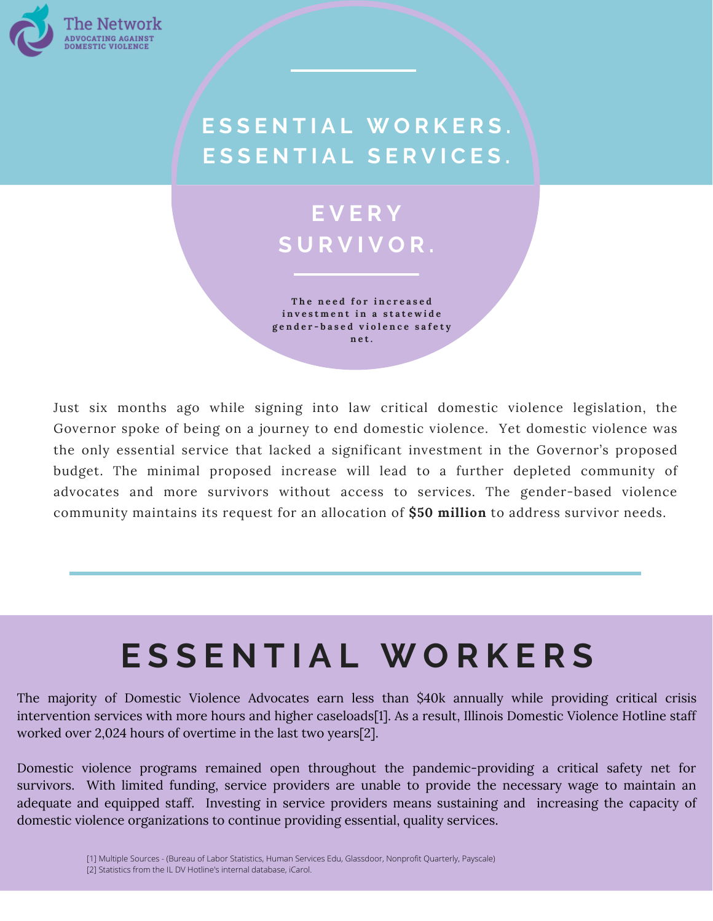The Network
ADVOCATING AGAINST DOMESTIC VIOLENCE

# ESSENTIAL WORKERS. ESSENTIAL SERVICES.

# EVERY SURVIVOR.

**The need for increased investment in a statewide gender-based violence safety net.**

Just six months ago while signing into law critical domestic violence legislation, the Governor spoke of being on a journey to end domestic violence. Yet domestic violence was the only essential service that lacked a significant investment in the Governor's proposed budget. The minimal proposed increase will lead to a further depleted community of advocates and more survivors without access to services. The gender-based violence community maintains its request for an allocation of **$50 million** to address survivor needs.

## ESSENTIAL WORKERS

The majority of Domestic Violence Advocates earn less than $40k annually while providing critical crisis intervention services with more hours and higher caseloads[1]. As a result, Illinois Domestic Violence Hotline staff worked over 2,024 hours of overtime in the last two years[2].

Domestic violence programs remained open throughout the pandemic-providing a critical safety net for survivors. With limited funding, service providers are unable to provide the necessary wage to maintain an adequate and equipped staff. Investing in service providers means sustaining and increasing the capacity of domestic violence organizations to continue providing essential, quality services.

[1] Multiple Sources - (Bureau of Labor Statistics, Human Services Edu, Glassdoor, Nonprofit Quarterly, Payscale)
[2] Statistics from the IL DV Hotline's internal database, iCarol.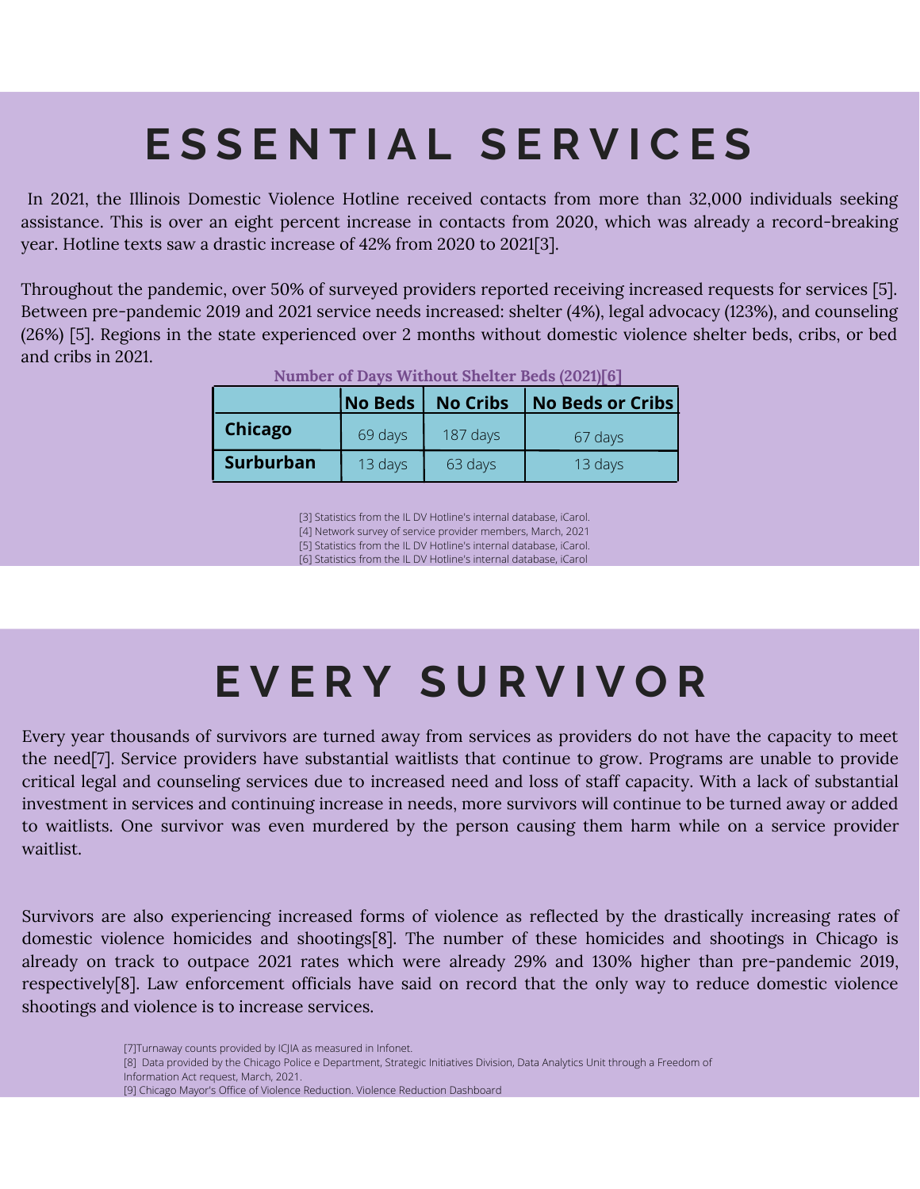# ESSENTIAL SERVICES

In 2021, the Illinois Domestic Violence Hotline received contacts from more than 32,000 individuals seeking assistance. This is over an eight percent increase in contacts from 2020, which was already a record-breaking year. Hotline texts saw a drastic increase of 42% from 2020 to 2021[3].

Throughout the pandemic, over 50% of surveyed providers reported receiving increased requests for services [5]. Between pre-pandemic 2019 and 2021 service needs increased: shelter (4%), legal advocacy (123%), and counseling (26%) [5]. Regions in the state experienced over 2 months without domestic violence shelter beds, cribs, or bed and cribs in 2021.

**Number of Days Without Shelter Beds (2021)[6]**

| | No Beds | No Cribs | No Beds or Cribs |
|---|---|---|---|
| **Chicago** | 69 days | 187 days | 67 days |
| **Surburban** | 13 days | 63 days | 13 days |

[3] Statistics from the IL DV Hotline's internal database, iCarol.
[4] Network survey of service provider members, March, 2021
[5] Statistics from the IL DV Hotline's internal database, iCarol.
[6] Statistics from the IL DV Hotline's internal database, iCarol

# EVERY SURVIVOR

Every year thousands of survivors are turned away from services as providers do not have the capacity to meet the need[7]. Service providers have substantial waitlists that continue to grow. Programs are unable to provide critical legal and counseling services due to increased need and loss of staff capacity. With a lack of substantial investment in services and continuing increase in needs, more survivors will continue to be turned away or added to waitlists. One survivor was even murdered by the person causing them harm while on a service provider waitlist.

Survivors are also experiencing increased forms of violence as reflected by the drastically increasing rates of domestic violence homicides and shootings[8]. The number of these homicides and shootings in Chicago is already on track to outpace 2021 rates which were already 29% and 130% higher than pre-pandemic 2019, respectively[8]. Law enforcement officials have said on record that the only way to reduce domestic violence shootings and violence is to increase services.

[7]Turnaway counts provided by ICJIA as measured in Infonet.
[8] Data provided by the Chicago Police e Department, Strategic Initiatives Division, Data Analytics Unit through a Freedom of Information Act request, March, 2021.
[9] Chicago Mayor's Office of Violence Reduction. Violence Reduction Dashboard